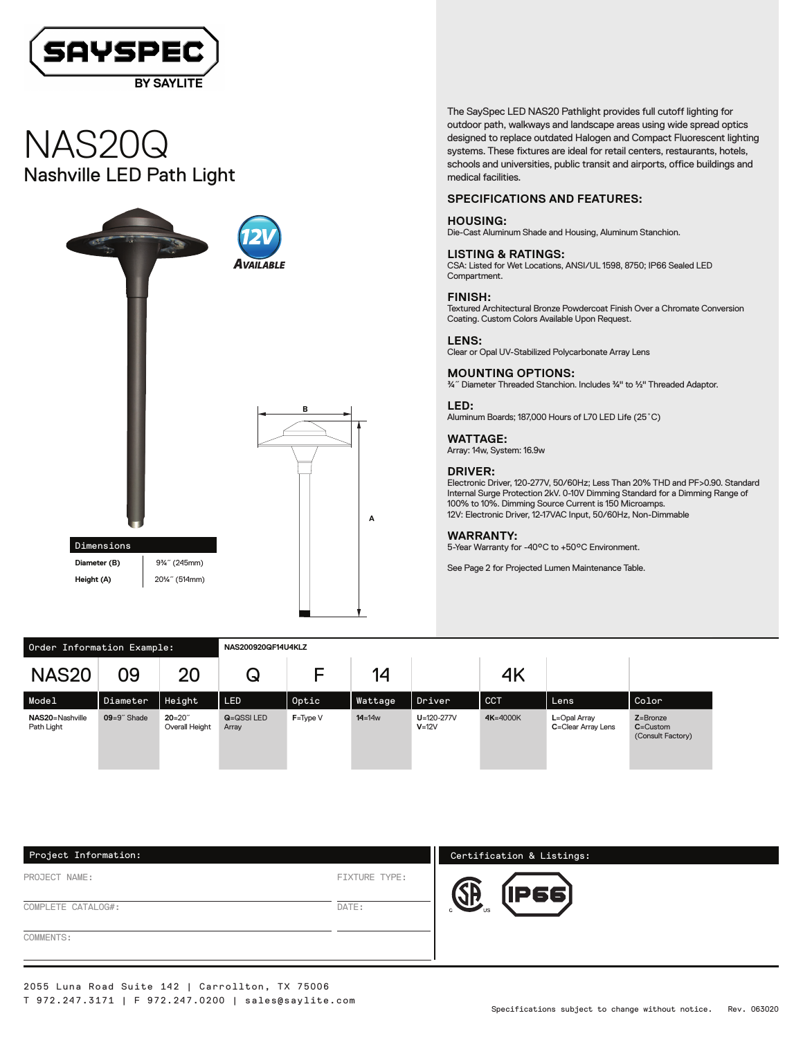SAYSPEC BY SAYLITE

# NAS20Q

## Nashville LED Path Light

12V AVAILABLE

| Dimensions | |
|---|---|
| Diameter (B) | 9¾˝ (245mm) |
| Height (A) | 20¼˝ (514mm) |

The SaySpec LED NAS20 Pathlight provides full cutoff lighting for outdoor path, walkways and landscape areas using wide spread optics designed to replace outdated Halogen and Compact Fluorescent lighting systems. These fixtures are ideal for retail centers, restaurants, hotels, schools and universities, public transit and airports, office buildings and medical facilities.

### SPECIFICATIONS AND FEATURES:

**HOUSING:**
Die-Cast Aluminum Shade and Housing, Aluminum Stanchion.

**LISTING & RATINGS:**
CSA: Listed for Wet Locations, ANSI/UL 1598, 8750; IP66 Sealed LED Compartment.

**FINISH:**
Textured Architectural Bronze Powdercoat Finish Over a Chromate Conversion Coating. Custom Colors Available Upon Request.

**LENS:**
Clear or Opal UV-Stabilized Polycarbonate Array Lens

**MOUNTING OPTIONS:**
¾˝ Diameter Threaded Stanchion. Includes ¾" to ½" Threaded Adaptor.

**LED:**
Aluminum Boards; 187,000 Hours of L70 LED Life (25˚C)

**WATTAGE:**
Array: 14w, System: 16.9w

**DRIVER:**
Electronic Driver, 120-277V, 50/60Hz; Less Than 20% THD and PF>0.90. Standard Internal Surge Protection 2kV. 0-10V Dimming Standard for a Dimming Range of 100% to 10%. Dimming Source Current is 150 Microamps.
12V: Electronic Driver, 12-17VAC Input, 50/60Hz, Non-Dimmable

**WARRANTY:**
5-Year Warranty for -40ºC to +50ºC Environment.

See Page 2 for Projected Lumen Maintenance Table.

### Order Information Example: NAS200920QF14U4KLZ

| NAS20 | 09 | 20 | Q | F | 14 | | 4K | | |
|---|---|---|---|---|---|---|---|---|---|
| **Model** | **Diameter** | **Height** | **LED** | **Optic** | **Wattage** | **Driver** | **CCT** | **Lens** | **Color** |
| **NAS20**=Nashville Path Light | **09**=9˝ Shade | **20**=20˝ Overall Height | **Q**=QSSI LED Array | **F**=Type V | **14**=14w | **U**=120-277V<br>**V**=12V | **4K**=4000K | **L**=Opal Array<br>**C**=Clear Array Lens | **Z**=Bronze<br>**C**=Custom (Consult Factory) |

### Project Information:

PROJECT NAME: ____________ FIXTURE TYPE: ____________

COMPLETE CATALOG#: ____________ DATE: ____________

COMMENTS: ____________

### Certification & Listings:

CSA C US, IP66

2055 Luna Road Suite 142 | Carrollton, TX 75006
T 972.247.3171 | F 972.247.0200 | sales@saylite.com

Specifications subject to change without notice. Rev. 063020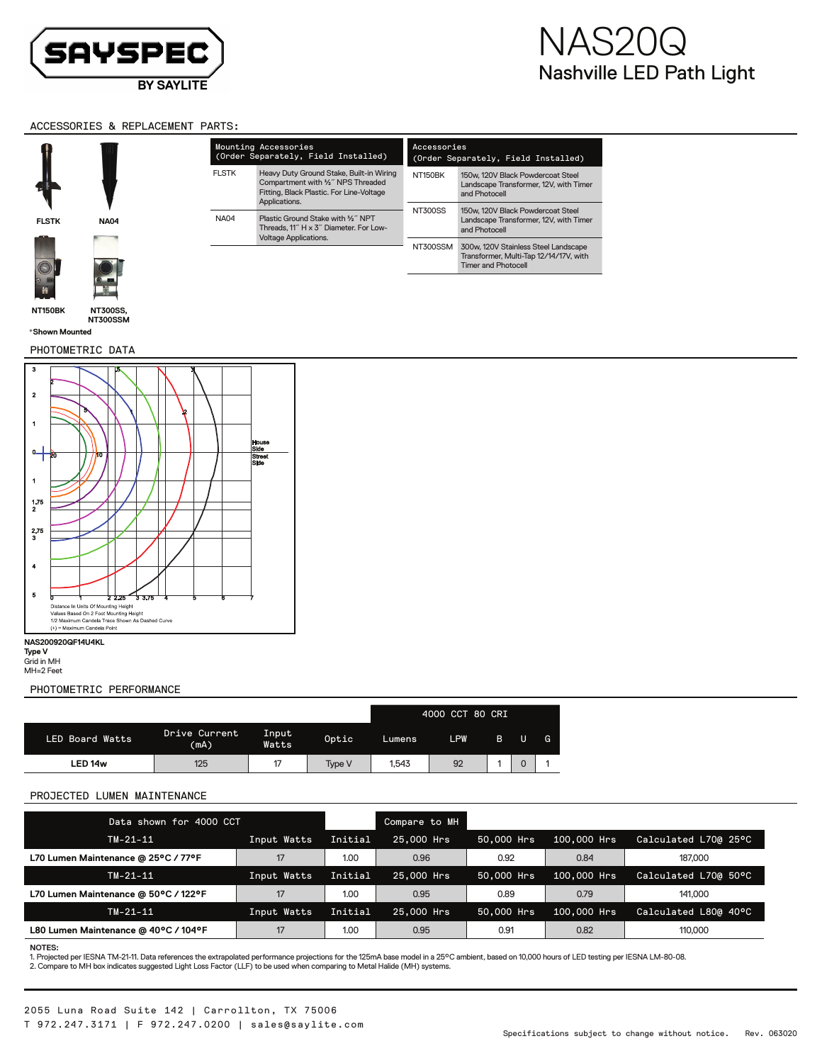# NAS20Q

## Nashville LED Path Light

SAYSPEC BY SAYLITE

## ACCESSORIES & REPLACEMENT PARTS:

FLSTK

NA04

NT150BK

NT300SS, NT300SSM

*Shown Mounted

| Mounting Accessories (Order Separately, Field Installed) | |
|---|---|
| FLSTK | Heavy Duty Ground Stake, Built-in Wiring Compartment with ½˝ NPS Threaded Fitting, Black Plastic. For Line-Voltage Applications. |
| NA04 | Plastic Ground Stake with ½˝ NPT Threads, 11˝ H x 3˝ Diameter. For Low-Voltage Applications. |

| Accessories (Order Separately, Field Installed) | |
|---|---|
| NT150BK | 150w, 120V Black Powdercoat Steel Landscape Transformer, 12V, with Timer and Photocell |
| NT300SS | 150w, 120V Black Powdercoat Steel Landscape Transformer, 12V, with Timer and Photocell |
| NT300SSM | 300w, 120V Stainless Steel Landscape Transformer, Multi-Tap 12/14/17V, with Timer and Photocell |

## PHOTOMETRIC DATA

House Side

Street Side

Distance In Units Of Mounting Height
Values Based On 2 Foot Mounting Height
1/2 Maximum Candela Trace Shown As Dashed Curve
(+) = Maximum Candela Point

NAS200920QF14U4KL
**Type V**
Grid in MH
MH=2 Feet

## PHOTOMETRIC PERFORMANCE

| LED Board Watts | Drive Current (mA) | Input Watts | Optic | 4000 CCT 80 CRI Lumens | LPW | B | U | G |
|---|---|---|---|---|---|---|---|---|
| LED 14w | 125 | 17 | Type V | 1,543 | 92 | 1 | 0 | 1 |

## PROJECTED LUMEN MAINTENANCE

| Data shown for 4000 CCT | | | Compare to MH | | | |
|---|---|---|---|---|---|---|
| TM-21-11 | Input Watts | Initial | 25,000 Hrs | 50,000 Hrs | 100,000 Hrs | Calculated L70@ 25°C |
| L70 Lumen Maintenance @ 25°C / 77°F | 17 | 1.00 | 0.96 | 0.92 | 0.84 | 187,000 |
| TM-21-11 | Input Watts | Initial | 25,000 Hrs | 50,000 Hrs | 100,000 Hrs | Calculated L70@ 50°C |
| L70 Lumen Maintenance @ 50°C / 122°F | 17 | 1.00 | 0.95 | 0.89 | 0.79 | 141,000 |
| TM-21-11 | Input Watts | Initial | 25,000 Hrs | 50,000 Hrs | 100,000 Hrs | Calculated L80@ 40°C |
| L80 Lumen Maintenance @ 40°C / 104°F | 17 | 1.00 | 0.95 | 0.91 | 0.82 | 110,000 |

**NOTES:**
1. Projected per IESNA TM-21-11. Data references the extrapolated performance projections for the 125mA base model in a 25°C ambient, based on 10,000 hours of LED testing per IESNA LM-80-08.
2. Compare to MH box indicates suggested Light Loss Factor (LLF) to be used when comparing to Metal Halide (MH) systems.

2055 Luna Road Suite 142 | Carrollton, TX 75006
T 972.247.3171 | F 972.247.0200 | sales@saylite.com

Specifications subject to change without notice. Rev. 063020